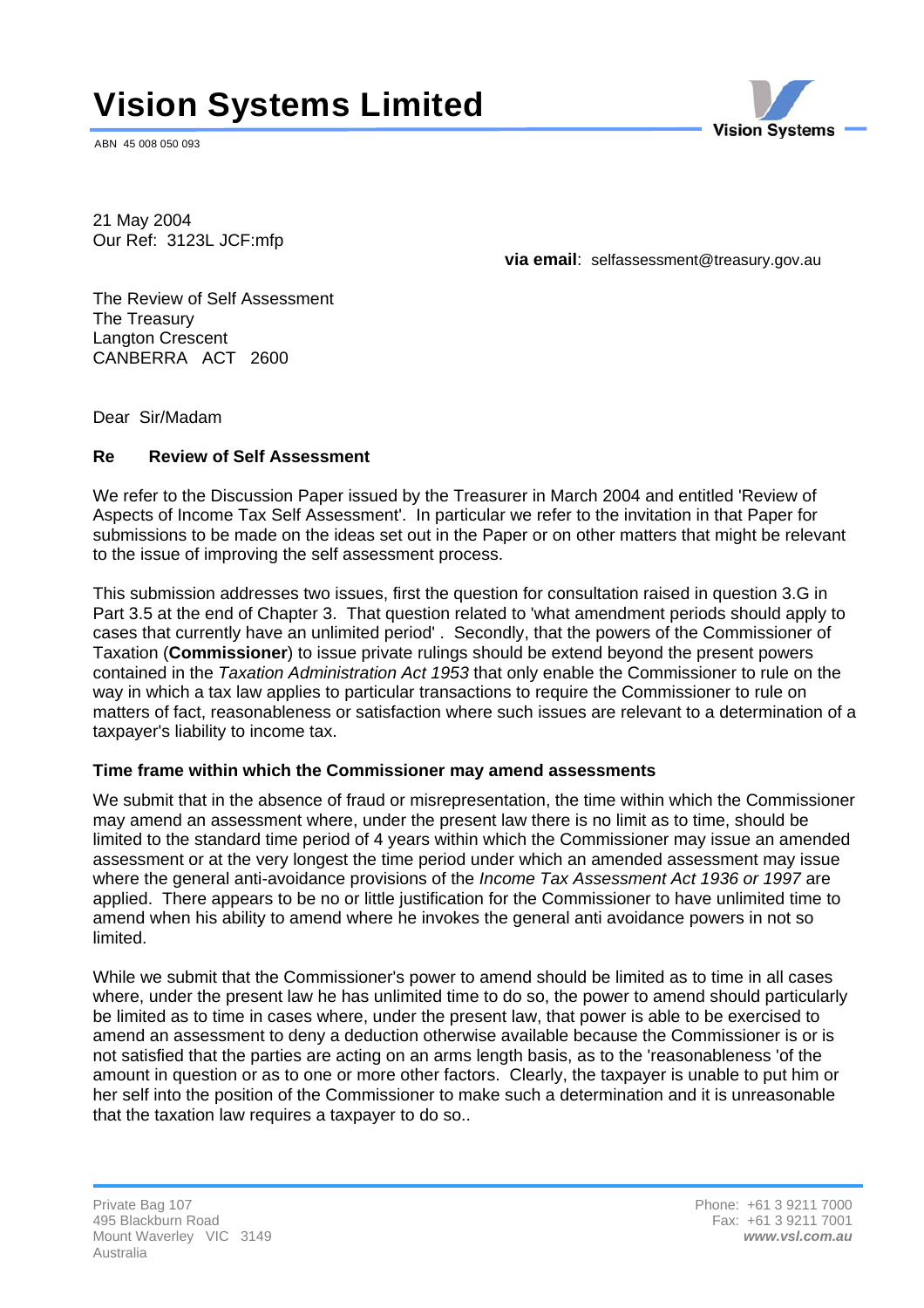# Vision Systems Limited

ABN 45 008 050 093

21 May 2004
Our Ref: 3123L JCF:mfp

**via email**: selfassessment@treasury.gov.au

The Review of Self Assessment
The Treasury
Langton Crescent
CANBERRA ACT 2600

Dear Sir/Madam

**Re Review of Self Assessment**

We refer to the Discussion Paper issued by the Treasurer in March 2004 and entitled 'Review of Aspects of Income Tax Self Assessment'. In particular we refer to the invitation in that Paper for submissions to be made on the ideas set out in the Paper or on other matters that might be relevant to the issue of improving the self assessment process.

This submission addresses two issues, first the question for consultation raised in question 3.G in Part 3.5 at the end of Chapter 3. That question related to 'what amendment periods should apply to cases that currently have an unlimited period' . Secondly, that the powers of the Commissioner of Taxation (**Commissioner**) to issue private rulings should be extend beyond the present powers contained in the *Taxation Administration Act 1953* that only enable the Commissioner to rule on the way in which a tax law applies to particular transactions to require the Commissioner to rule on matters of fact, reasonableness or satisfaction where such issues are relevant to a determination of a taxpayer's liability to income tax.

**Time frame within which the Commissioner may amend assessments**

We submit that in the absence of fraud or misrepresentation, the time within which the Commissioner may amend an assessment where, under the present law there is no limit as to time, should be limited to the standard time period of 4 years within which the Commissioner may issue an amended assessment or at the very longest the time period under which an amended assessment may issue where the general anti-avoidance provisions of the *Income Tax Assessment Act 1936 or 1997* are applied. There appears to be no or little justification for the Commissioner to have unlimited time to amend when his ability to amend where he invokes the general anti avoidance powers in not so limited.

While we submit that the Commissioner's power to amend should be limited as to time in all cases where, under the present law he has unlimited time to do so, the power to amend should particularly be limited as to time in cases where, under the present law, that power is able to be exercised to amend an assessment to deny a deduction otherwise available because the Commissioner is or is not satisfied that the parties are acting on an arms length basis, as to the 'reasonableness 'of the amount in question or as to one or more other factors. Clearly, the taxpayer is unable to put him or her self into the position of the Commissioner to make such a determination and it is unreasonable that the taxation law requires a taxpayer to do so..

Private Bag 107
495 Blackburn Road
Mount Waverley VIC 3149
Australia

Phone: +61 3 9211 7000
Fax: +61 3 9211 7001
***www.vsl.com.au***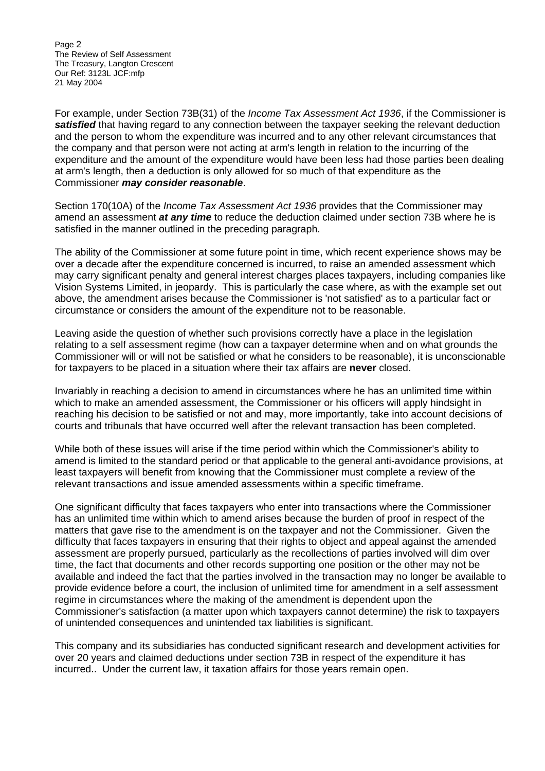For example, under Section 73B(31) of the *Income Tax Assessment Act 1936*, if the Commissioner is ***satisfied*** that having regard to any connection between the taxpayer seeking the relevant deduction and the person to whom the expenditure was incurred and to any other relevant circumstances that the company and that person were not acting at arm's length in relation to the incurring of the expenditure and the amount of the expenditure would have been less had those parties been dealing at arm's length, then a deduction is only allowed for so much of that expenditure as the Commissioner ***may consider reasonable***.

Section 170(10A) of the *Income Tax Assessment Act 1936* provides that the Commissioner may amend an assessment ***at any time*** to reduce the deduction claimed under section 73B where he is satisfied in the manner outlined in the preceding paragraph.

The ability of the Commissioner at some future point in time, which recent experience shows may be over a decade after the expenditure concerned is incurred, to raise an amended assessment which may carry significant penalty and general interest charges places taxpayers, including companies like Vision Systems Limited, in jeopardy. This is particularly the case where, as with the example set out above, the amendment arises because the Commissioner is 'not satisfied' as to a particular fact or circumstance or considers the amount of the expenditure not to be reasonable.

Leaving aside the question of whether such provisions correctly have a place in the legislation relating to a self assessment regime (how can a taxpayer determine when and on what grounds the Commissioner will or will not be satisfied or what he considers to be reasonable), it is unconscionable for taxpayers to be placed in a situation where their tax affairs are **never** closed.

Invariably in reaching a decision to amend in circumstances where he has an unlimited time within which to make an amended assessment, the Commissioner or his officers will apply hindsight in reaching his decision to be satisfied or not and may, more importantly, take into account decisions of courts and tribunals that have occurred well after the relevant transaction has been completed.

While both of these issues will arise if the time period within which the Commissioner's ability to amend is limited to the standard period or that applicable to the general anti-avoidance provisions, at least taxpayers will benefit from knowing that the Commissioner must complete a review of the relevant transactions and issue amended assessments within a specific timeframe.

One significant difficulty that faces taxpayers who enter into transactions where the Commissioner has an unlimited time within which to amend arises because the burden of proof in respect of the matters that gave rise to the amendment is on the taxpayer and not the Commissioner. Given the difficulty that faces taxpayers in ensuring that their rights to object and appeal against the amended assessment are properly pursued, particularly as the recollections of parties involved will dim over time, the fact that documents and other records supporting one position or the other may not be available and indeed the fact that the parties involved in the transaction may no longer be available to provide evidence before a court, the inclusion of unlimited time for amendment in a self assessment regime in circumstances where the making of the amendment is dependent upon the Commissioner's satisfaction (a matter upon which taxpayers cannot determine) the risk to taxpayers of unintended consequences and unintended tax liabilities is significant.

This company and its subsidiaries has conducted significant research and development activities for over 20 years and claimed deductions under section 73B in respect of the expenditure it has incurred.. Under the current law, it taxation affairs for those years remain open.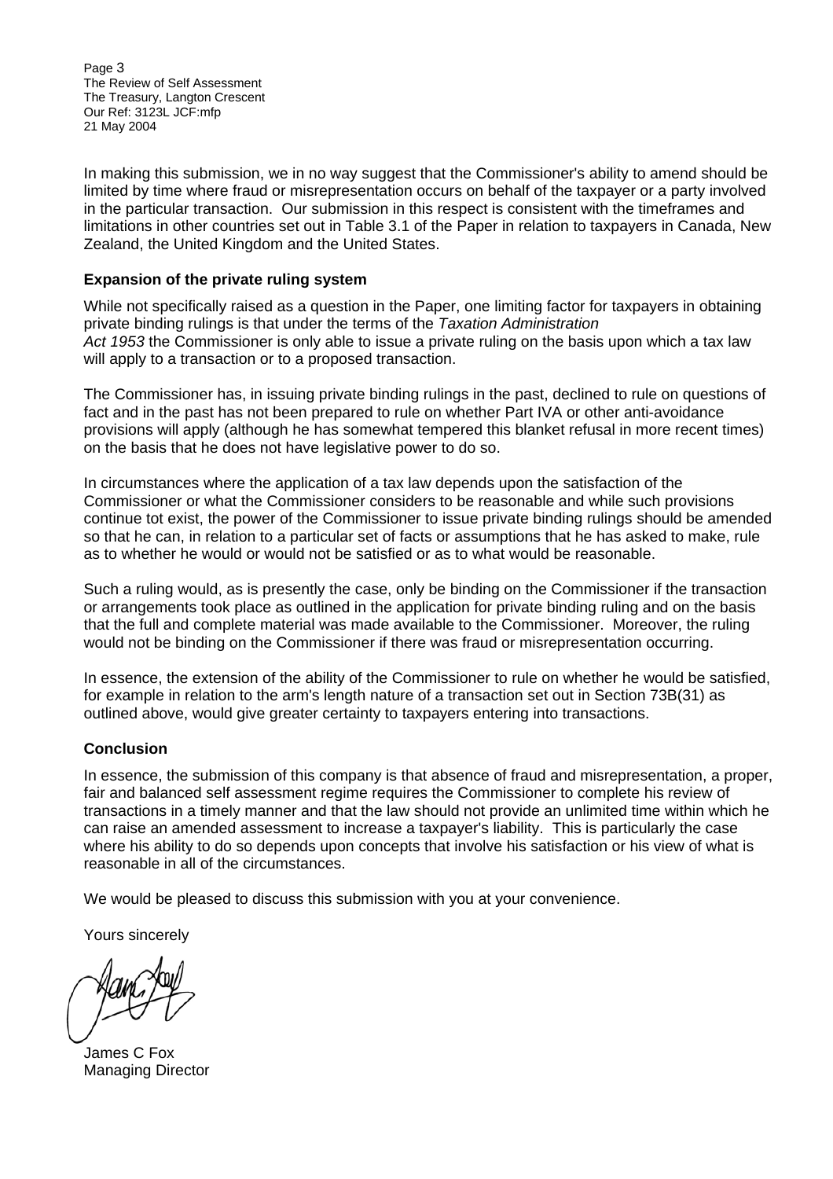In making this submission, we in no way suggest that the Commissioner's ability to amend should be limited by time where fraud or misrepresentation occurs on behalf of the taxpayer or a party involved in the particular transaction. Our submission in this respect is consistent with the timeframes and limitations in other countries set out in Table 3.1 of the Paper in relation to taxpayers in Canada, New Zealand, the United Kingdom and the United States.

**Expansion of the private ruling system**

While not specifically raised as a question in the Paper, one limiting factor for taxpayers in obtaining private binding rulings is that under the terms of the *Taxation Administration Act 1953* the Commissioner is only able to issue a private ruling on the basis upon which a tax law will apply to a transaction or to a proposed transaction.

The Commissioner has, in issuing private binding rulings in the past, declined to rule on questions of fact and in the past has not been prepared to rule on whether Part IVA or other anti-avoidance provisions will apply (although he has somewhat tempered this blanket refusal in more recent times) on the basis that he does not have legislative power to do so.

In circumstances where the application of a tax law depends upon the satisfaction of the Commissioner or what the Commissioner considers to be reasonable and while such provisions continue tot exist, the power of the Commissioner to issue private binding rulings should be amended so that he can, in relation to a particular set of facts or assumptions that he has asked to make, rule as to whether he would or would not be satisfied or as to what would be reasonable.

Such a ruling would, as is presently the case, only be binding on the Commissioner if the transaction or arrangements took place as outlined in the application for private binding ruling and on the basis that the full and complete material was made available to the Commissioner. Moreover, the ruling would not be binding on the Commissioner if there was fraud or misrepresentation occurring.

In essence, the extension of the ability of the Commissioner to rule on whether he would be satisfied, for example in relation to the arm's length nature of a transaction set out in Section 73B(31) as outlined above, would give greater certainty to taxpayers entering into transactions.

**Conclusion**

In essence, the submission of this company is that absence of fraud and misrepresentation, a proper, fair and balanced self assessment regime requires the Commissioner to complete his review of transactions in a timely manner and that the law should not provide an unlimited time within which he can raise an amended assessment to increase a taxpayer's liability. This is particularly the case where his ability to do so depends upon concepts that involve his satisfaction or his view of what is reasonable in all of the circumstances.

We would be pleased to discuss this submission with you at your convenience.

Yours sincerely

James C Fox
Managing Director